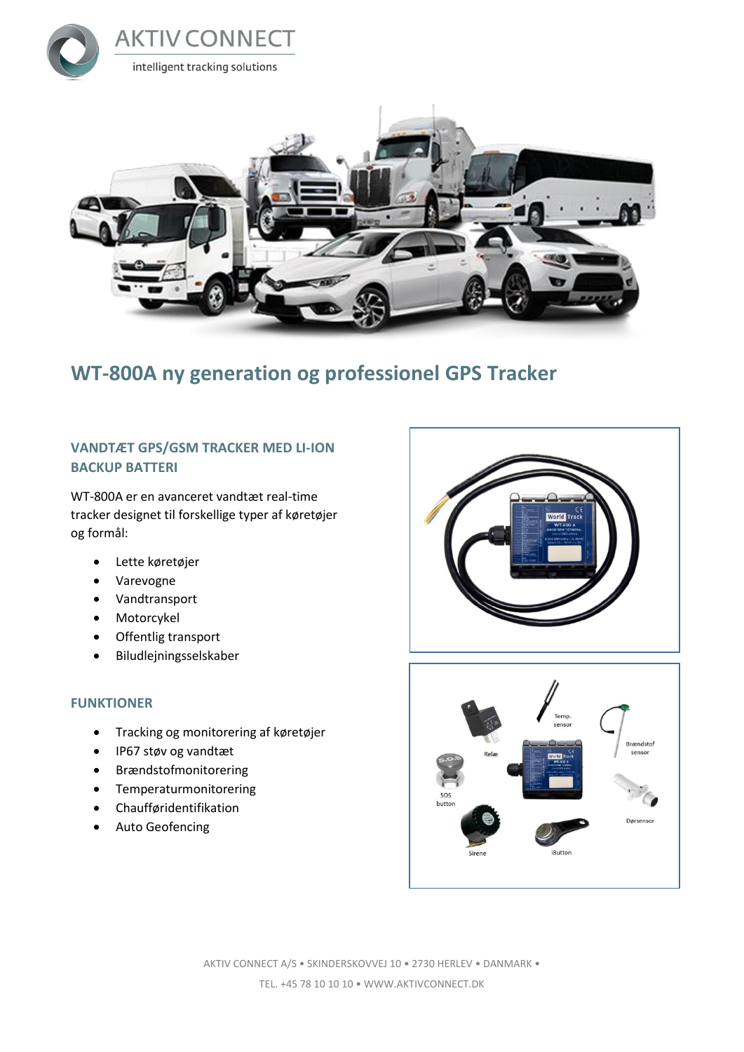AKTIV CONNECT

intelligent tracking solutions

# WT-800A ny generation og professionel GPS Tracker

## VANDTÆT GPS/GSM TRACKER MED LI-ION BACKUP BATTERI

WT-800A er en avanceret vandtæt real-time tracker designet til forskellige typer af køretøjer og formål:

- Lette køretøjer
- Varevogne
- Vandtransport
- Motorcykel
- Offentlig transport
- Biludlejningsselskaber

## FUNKTIONER

- Tracking og monitorering af køretøjer
- IP67 støv og vandtæt
- Brændstofmonitorering
- Temperaturmonitorering
- Chaufføridentifikation
- Auto Geofencing

AKTIV CONNECT A/S • SKINDERSKOVVEJ 10 • 2730 HERLEV • DANMARK •

TEL. +45 78 10 10 10 • WWW.AKTIVCONNECT.DK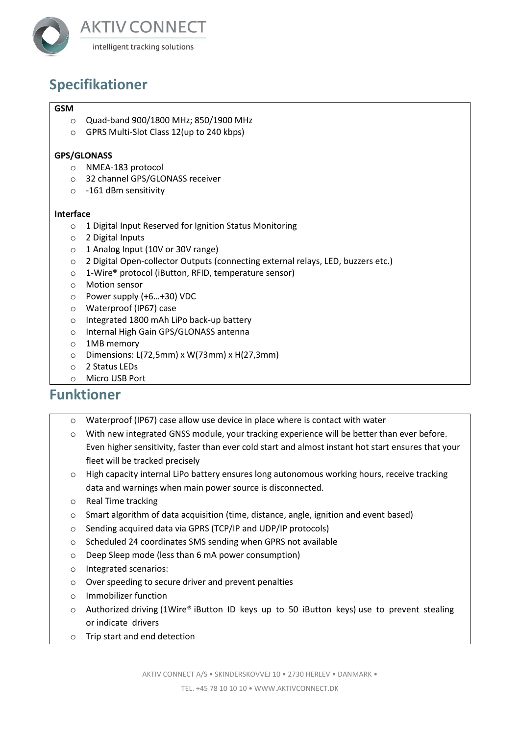## Specifikationer

**GSM**

- Quad-band 900/1800 MHz; 850/1900 MHz
- GPRS Multi-Slot Class 12(up to 240 kbps)

**GPS/GLONASS**

- NMEA-183 protocol
- 32 channel GPS/GLONASS receiver
- -161 dBm sensitivity

**Interface**

- 1 Digital Input Reserved for Ignition Status Monitoring
- 2 Digital Inputs
- 1 Analog Input (10V or 30V range)
- 2 Digital Open-collector Outputs (connecting external relays, LED, buzzers etc.)
- 1-Wire® protocol (iButton, RFID, temperature sensor)
- Motion sensor
- Power supply (+6…+30) VDC
- Waterproof (IP67) case
- Integrated 1800 mAh LiPo back-up battery
- Internal High Gain GPS/GLONASS antenna
- 1MB memory
- Dimensions: L(72,5mm) x W(73mm) x H(27,3mm)
- 2 Status LEDs
- Micro USB Port

## Funktioner

- Waterproof (IP67) case allow use device in place where is contact with water
- With new integrated GNSS module, your tracking experience will be better than ever before. Even higher sensitivity, faster than ever cold start and almost instant hot start ensures that your fleet will be tracked precisely
- High capacity internal LiPo battery ensures long autonomous working hours, receive tracking data and warnings when main power source is disconnected.
- Real Time tracking
- Smart algorithm of data acquisition (time, distance, angle, ignition and event based)
- Sending acquired data via GPRS (TCP/IP and UDP/IP protocols)
- Scheduled 24 coordinates SMS sending when GPRS not available
- Deep Sleep mode (less than 6 mA power consumption)
- Integrated scenarios:
- Over speeding to secure driver and prevent penalties
- Immobilizer function
- Authorized driving (1Wire® iButton ID keys up to 50 iButton keys) use to prevent stealing or indicate drivers
- Trip start and end detection

AKTIV CONNECT A/S • SKINDERSKOVVEJ 10 • 2730 HERLEV • DANMARK •

TEL. +45 78 10 10 10 • WWW.AKTIVCONNECT.DK